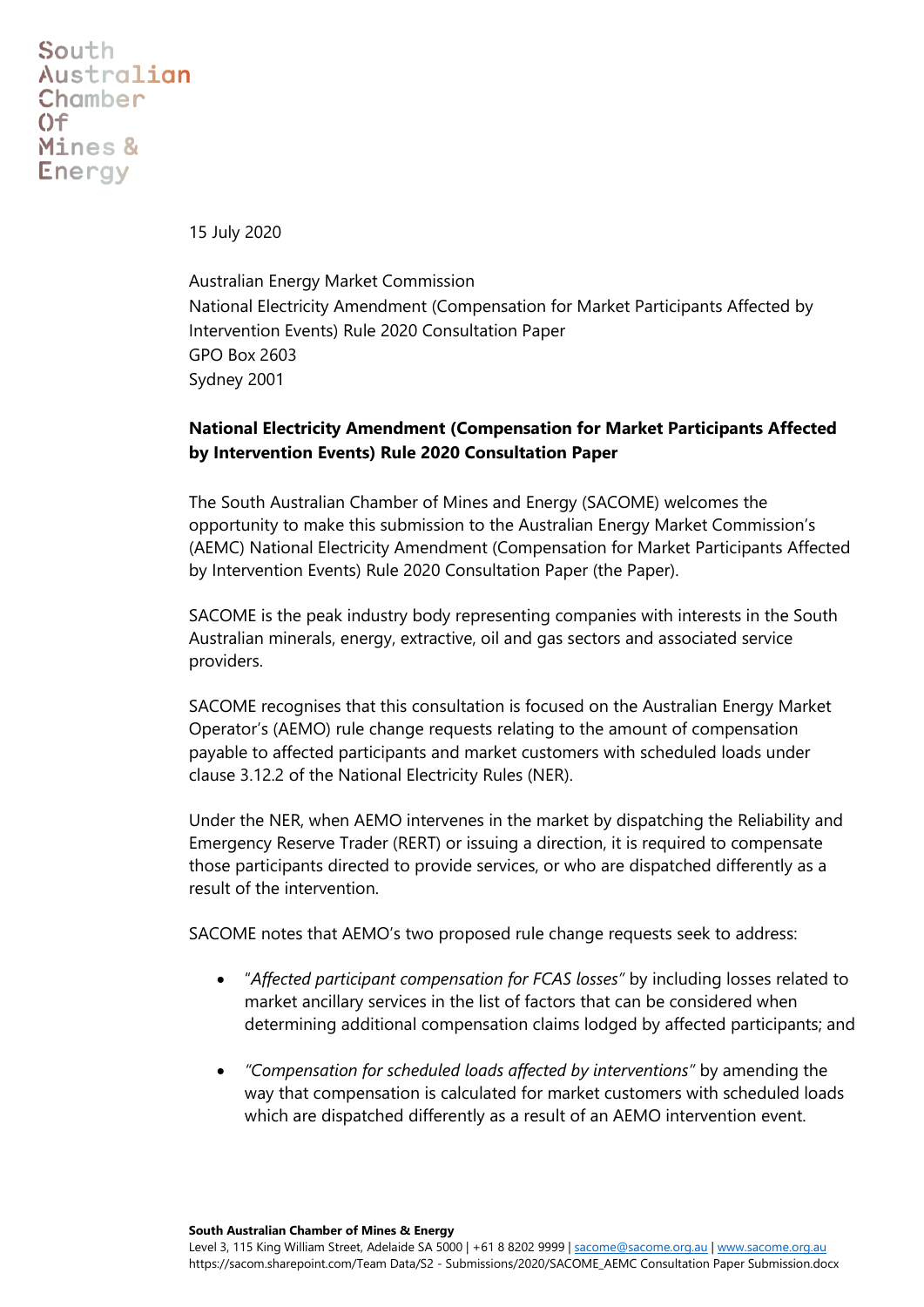South Australian Chamber Of Mines & Energy

15 July 2020

Australian Energy Market Commission
National Electricity Amendment (Compensation for Market Participants Affected by Intervention Events) Rule 2020 Consultation Paper
GPO Box 2603
Sydney 2001

**National Electricity Amendment (Compensation for Market Participants Affected by Intervention Events) Rule 2020 Consultation Paper**

The South Australian Chamber of Mines and Energy (SACOME) welcomes the opportunity to make this submission to the Australian Energy Market Commission's (AEMC) National Electricity Amendment (Compensation for Market Participants Affected by Intervention Events) Rule 2020 Consultation Paper (the Paper).

SACOME is the peak industry body representing companies with interests in the South Australian minerals, energy, extractive, oil and gas sectors and associated service providers.

SACOME recognises that this consultation is focused on the Australian Energy Market Operator's (AEMO) rule change requests relating to the amount of compensation payable to affected participants and market customers with scheduled loads under clause 3.12.2 of the National Electricity Rules (NER).

Under the NER, when AEMO intervenes in the market by dispatching the Reliability and Emergency Reserve Trader (RERT) or issuing a direction, it is required to compensate those participants directed to provide services, or who are dispatched differently as a result of the intervention.

SACOME notes that AEMO's two proposed rule change requests seek to address:

- "*Affected participant compensation for FCAS losses*" by including losses related to market ancillary services in the list of factors that can be considered when determining additional compensation claims lodged by affected participants; and
- *"Compensation for scheduled loads affected by interventions"* by amending the way that compensation is calculated for market customers with scheduled loads which are dispatched differently as a result of an AEMO intervention event.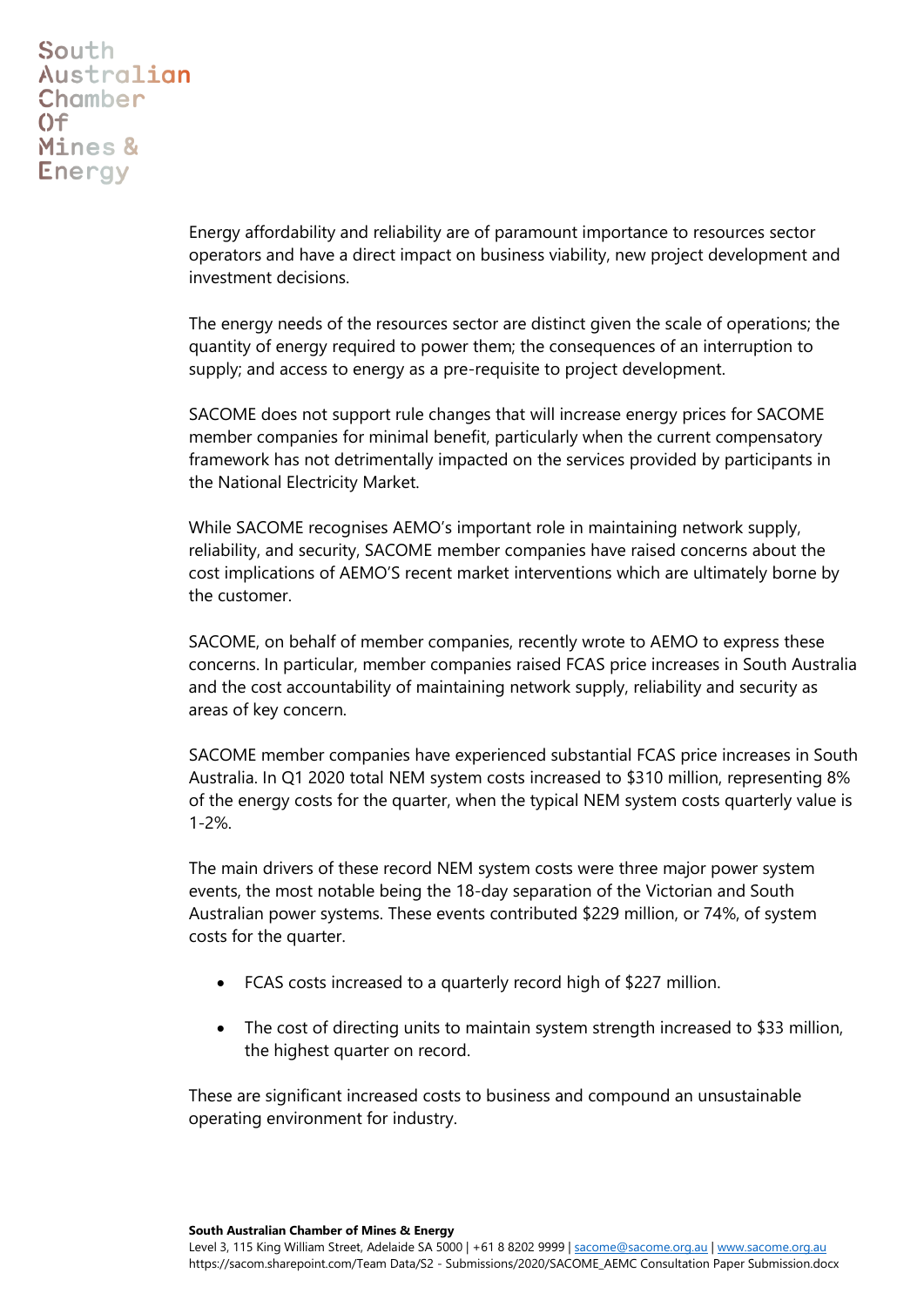Energy affordability and reliability are of paramount importance to resources sector operators and have a direct impact on business viability, new project development and investment decisions.

The energy needs of the resources sector are distinct given the scale of operations; the quantity of energy required to power them; the consequences of an interruption to supply; and access to energy as a pre-requisite to project development.

SACOME does not support rule changes that will increase energy prices for SACOME member companies for minimal benefit, particularly when the current compensatory framework has not detrimentally impacted on the services provided by participants in the National Electricity Market.

While SACOME recognises AEMO's important role in maintaining network supply, reliability, and security, SACOME member companies have raised concerns about the cost implications of AEMO'S recent market interventions which are ultimately borne by the customer.

SACOME, on behalf of member companies, recently wrote to AEMO to express these concerns. In particular, member companies raised FCAS price increases in South Australia and the cost accountability of maintaining network supply, reliability and security as areas of key concern.

SACOME member companies have experienced substantial FCAS price increases in South Australia. In Q1 2020 total NEM system costs increased to $310 million, representing 8% of the energy costs for the quarter, when the typical NEM system costs quarterly value is 1-2%.

The main drivers of these record NEM system costs were three major power system events, the most notable being the 18-day separation of the Victorian and South Australian power systems. These events contributed $229 million, or 74%, of system costs for the quarter.

- FCAS costs increased to a quarterly record high of $227 million.
- The cost of directing units to maintain system strength increased to $33 million, the highest quarter on record.

These are significant increased costs to business and compound an unsustainable operating environment for industry.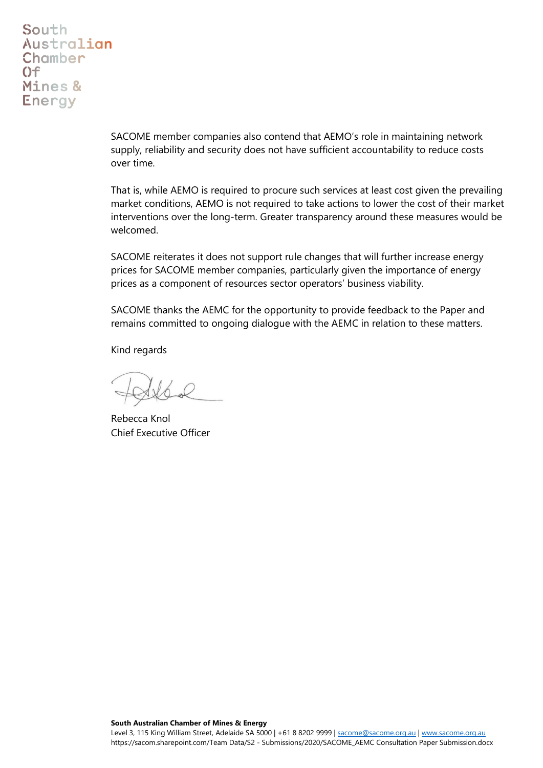SACOME member companies also contend that AEMO's role in maintaining network supply, reliability and security does not have sufficient accountability to reduce costs over time.

That is, while AEMO is required to procure such services at least cost given the prevailing market conditions, AEMO is not required to take actions to lower the cost of their market interventions over the long-term. Greater transparency around these measures would be welcomed.

SACOME reiterates it does not support rule changes that will further increase energy prices for SACOME member companies, particularly given the importance of energy prices as a component of resources sector operators' business viability.

SACOME thanks the AEMC for the opportunity to provide feedback to the Paper and remains committed to ongoing dialogue with the AEMC in relation to these matters.

Kind regards

Rebecca Knol
Chief Executive Officer